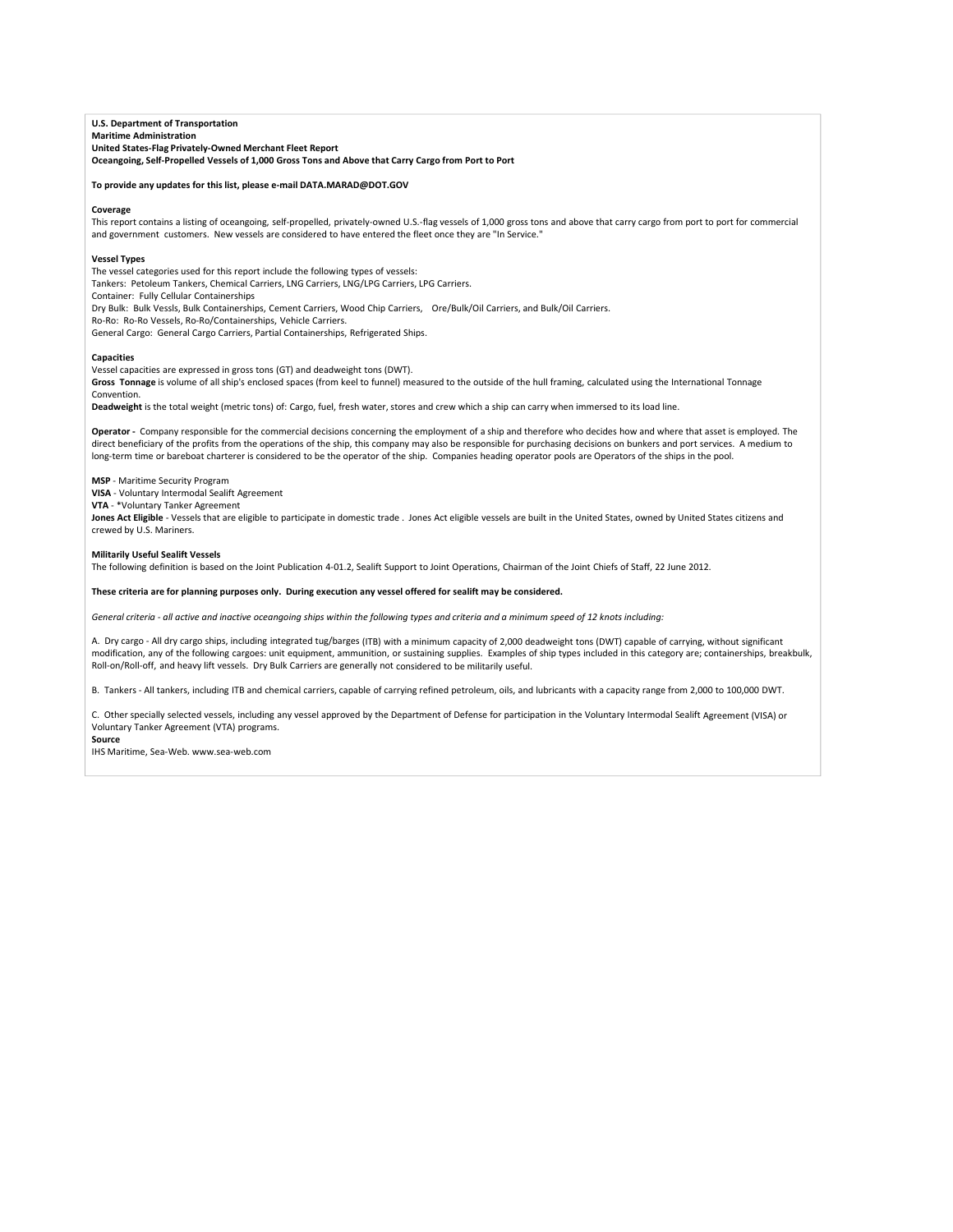**U.S. Department of Transportation**
**Maritime Administration**
**United States-Flag Privately-Owned Merchant Fleet Report**
**Oceangoing, Self-Propelled Vessels of 1,000 Gross Tons and Above that Carry Cargo from Port to Port**

**To provide any updates for this list, please e-mail DATA.MARAD@DOT.GOV**

**Coverage**

This report contains a listing of oceangoing, self-propelled, privately-owned U.S.-flag vessels of 1,000 gross tons and above that carry cargo from port to port for commercial and government customers. New vessels are considered to have entered the fleet once they are "In Service."

**Vessel Types**

The vessel categories used for this report include the following types of vessels:
Tankers: Petoleum Tankers, Chemical Carriers, LNG Carriers, LNG/LPG Carriers, LPG Carriers.
Container: Fully Cellular Containerships
Dry Bulk: Bulk Vessls, Bulk Containerships, Cement Carriers, Wood Chip Carriers, Ore/Bulk/Oil Carriers, and Bulk/Oil Carriers.
Ro-Ro: Ro-Ro Vessels, Ro-Ro/Containerships, Vehicle Carriers.
General Cargo: General Cargo Carriers, Partial Containerships, Refrigerated Ships.

**Capacities**

Vessel capacities are expressed in gross tons (GT) and deadweight tons (DWT).
**Gross Tonnage** is volume of all ship's enclosed spaces (from keel to funnel) measured to the outside of the hull framing, calculated using the International Tonnage Convention.
**Deadweight** is the total weight (metric tons) of: Cargo, fuel, fresh water, stores and crew which a ship can carry when immersed to its load line.

**Operator -** Company responsible for the commercial decisions concerning the employment of a ship and therefore who decides how and where that asset is employed. The direct beneficiary of the profits from the operations of the ship, this company may also be responsible for purchasing decisions on bunkers and port services. A medium to long-term time or bareboat charterer is considered to be the operator of the ship. Companies heading operator pools are Operators of the ships in the pool.

**MSP** - Maritime Security Program
**VISA** - Voluntary Intermodal Sealift Agreement
**VTA** - *Voluntary Tanker Agreement
**Jones Act Eligible** - Vessels that are eligible to participate in domestic trade . Jones Act eligible vessels are built in the United States, owned by United States citizens and crewed by U.S. Mariners.

**Militarily Useful Sealift Vessels**

The following definition is based on the Joint Publication 4-01.2, Sealift Support to Joint Operations, Chairman of the Joint Chiefs of Staff, 22 June 2012.

**These criteria are for planning purposes only. During execution any vessel offered for sealift may be considered.**

*General criteria - all active and inactive oceangoing ships within the following types and criteria and a minimum speed of 12 knots including:*

A. Dry cargo - All dry cargo ships, including integrated tug/barges (ITB) with a minimum capacity of 2,000 deadweight tons (DWT) capable of carrying, without significant modification, any of the following cargoes: unit equipment, ammunition, or sustaining supplies. Examples of ship types included in this category are; containerships, breakbulk, Roll-on/Roll-off, and heavy lift vessels. Dry Bulk Carriers are generally not considered to be militarily useful.

B. Tankers - All tankers, including ITB and chemical carriers, capable of carrying refined petroleum, oils, and lubricants with a capacity range from 2,000 to 100,000 DWT.

C. Other specially selected vessels, including any vessel approved by the Department of Defense for participation in the Voluntary Intermodal Sealift Agreement (VISA) or Voluntary Tanker Agreement (VTA) programs.

**Source**

IHS Maritime, Sea-Web. www.sea-web.com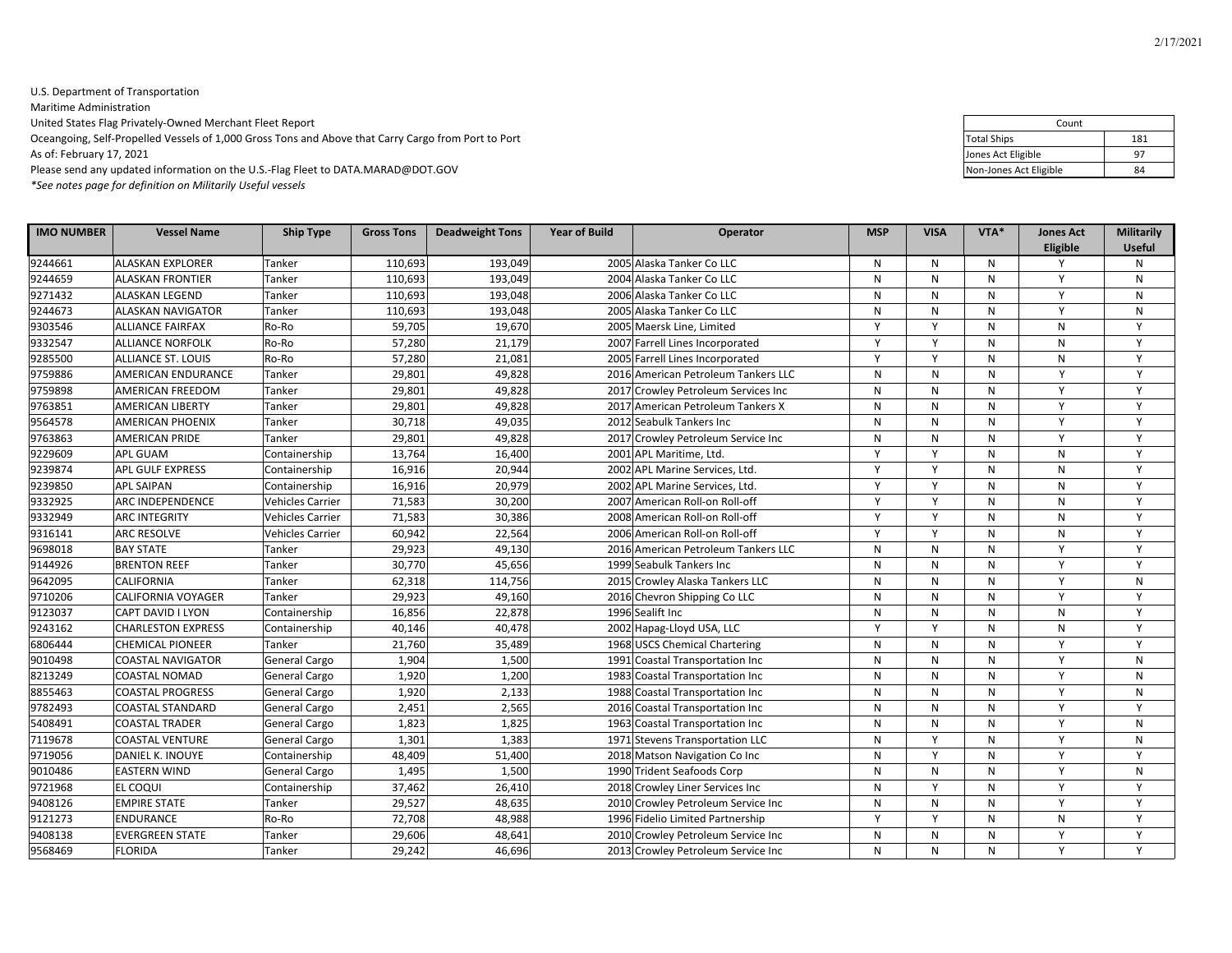U.S. Department of Transportation
Maritime Administration
United States Flag Privately-Owned Merchant Fleet Report
Oceangoing, Self-Propelled Vessels of 1,000 Gross Tons and Above that Carry Cargo from Port to Port
As of: February 17, 2021
Please send any updated information on the U.S.-Flag Fleet to DATA.MARAD@DOT.GOV
*See notes page for definition on Militarily Useful vessels*

| Count | |
|---|---|
| Total Ships | 181 |
| Jones Act Eligible | 97 |
| Non-Jones Act Eligible | 84 |

| IMO NUMBER | Vessel Name | Ship Type | Gross Tons | Deadweight Tons | Year of Build | Operator | MSP | VISA | VTA* | Jones Act Eligible | Militarily Useful |
|---|---|---|---|---|---|---|---|---|---|---|---|
| 9244661 | ALASKAN EXPLORER | Tanker | 110,693 | 193,049 | 2005 | Alaska Tanker Co LLC | N | N | N | Y | N |
| 9244659 | ALASKAN FRONTIER | Tanker | 110,693 | 193,049 | 2004 | Alaska Tanker Co LLC | N | N | N | Y | N |
| 9271432 | ALASKAN LEGEND | Tanker | 110,693 | 193,048 | 2006 | Alaska Tanker Co LLC | N | N | N | Y | N |
| 9244673 | ALASKAN NAVIGATOR | Tanker | 110,693 | 193,048 | 2005 | Alaska Tanker Co LLC | N | N | N | Y | N |
| 9303546 | ALLIANCE FAIRFAX | Ro-Ro | 59,705 | 19,670 | 2005 | Maersk Line, Limited | Y | Y | N | N | Y |
| 9332547 | ALLIANCE NORFOLK | Ro-Ro | 57,280 | 21,179 | 2007 | Farrell Lines Incorporated | Y | Y | N | N | Y |
| 9285500 | ALLIANCE ST. LOUIS | Ro-Ro | 57,280 | 21,081 | 2005 | Farrell Lines Incorporated | Y | Y | N | N | Y |
| 9759886 | AMERICAN ENDURANCE | Tanker | 29,801 | 49,828 | 2016 | American Petroleum Tankers LLC | N | N | N | Y | Y |
| 9759898 | AMERICAN FREEDOM | Tanker | 29,801 | 49,828 | 2017 | Crowley Petroleum Services Inc | N | N | N | Y | Y |
| 9763851 | AMERICAN LIBERTY | Tanker | 29,801 | 49,828 | 2017 | American Petroleum Tankers X | N | N | N | Y | Y |
| 9564578 | AMERICAN PHOENIX | Tanker | 30,718 | 49,035 | 2012 | Seabulk Tankers Inc | N | N | N | Y | Y |
| 9763863 | AMERICAN PRIDE | Tanker | 29,801 | 49,828 | 2017 | Crowley Petroleum Service Inc | N | N | N | Y | Y |
| 9229609 | APL GUAM | Containership | 13,764 | 16,400 | 2001 | APL Maritime, Ltd. | Y | Y | N | N | Y |
| 9239874 | APL GULF EXPRESS | Containership | 16,916 | 20,944 | 2002 | APL Marine Services, Ltd. | Y | Y | N | N | Y |
| 9239850 | APL SAIPAN | Containership | 16,916 | 20,979 | 2002 | APL Marine Services, Ltd. | Y | Y | N | N | Y |
| 9332925 | ARC INDEPENDENCE | Vehicles Carrier | 71,583 | 30,200 | 2007 | American Roll-on Roll-off | Y | Y | N | N | Y |
| 9332949 | ARC INTEGRITY | Vehicles Carrier | 71,583 | 30,386 | 2008 | American Roll-on Roll-off | Y | Y | N | N | Y |
| 9316141 | ARC RESOLVE | Vehicles Carrier | 60,942 | 22,564 | 2006 | American Roll-on Roll-off | Y | Y | N | N | Y |
| 9698018 | BAY STATE | Tanker | 29,923 | 49,130 | 2016 | American Petroleum Tankers LLC | N | N | N | Y | Y |
| 9144926 | BRENTON REEF | Tanker | 30,770 | 45,656 | 1999 | Seabulk Tankers Inc | N | N | N | Y | Y |
| 9642095 | CALIFORNIA | Tanker | 62,318 | 114,756 | 2015 | Crowley Alaska Tankers LLC | N | N | N | Y | N |
| 9710206 | CALIFORNIA VOYAGER | Tanker | 29,923 | 49,160 | 2016 | Chevron Shipping Co LLC | N | N | N | Y | Y |
| 9123037 | CAPT DAVID I LYON | Containership | 16,856 | 22,878 | 1996 | Sealift Inc | N | N | N | N | Y |
| 9243162 | CHARLESTON EXPRESS | Containership | 40,146 | 40,478 | 2002 | Hapag-Lloyd USA, LLC | Y | Y | N | N | Y |
| 6806444 | CHEMICAL PIONEER | Tanker | 21,760 | 35,489 | 1968 | USCS Chemical Chartering | N | N | N | Y | Y |
| 9010498 | COASTAL NAVIGATOR | General Cargo | 1,904 | 1,500 | 1991 | Coastal Transportation Inc | N | N | N | Y | N |
| 8213249 | COASTAL NOMAD | General Cargo | 1,920 | 1,200 | 1983 | Coastal Transportation Inc | N | N | N | Y | N |
| 8855463 | COASTAL PROGRESS | General Cargo | 1,920 | 2,133 | 1988 | Coastal Transportation Inc | N | N | N | Y | N |
| 9782493 | COASTAL STANDARD | General Cargo | 2,451 | 2,565 | 2016 | Coastal Transportation Inc | N | N | N | Y | Y |
| 5408491 | COASTAL TRADER | General Cargo | 1,823 | 1,825 | 1963 | Coastal Transportation Inc | N | N | N | Y | N |
| 7119678 | COASTAL VENTURE | General Cargo | 1,301 | 1,383 | 1971 | Stevens Transportation LLC | N | Y | N | Y | N |
| 9719056 | DANIEL K. INOUYE | Containership | 48,409 | 51,400 | 2018 | Matson Navigation Co Inc | N | Y | N | Y | Y |
| 9010486 | EASTERN WIND | General Cargo | 1,495 | 1,500 | 1990 | Trident Seafoods Corp | N | N | N | Y | N |
| 9721968 | EL COQUI | Containership | 37,462 | 26,410 | 2018 | Crowley Liner Services Inc | N | Y | N | Y | Y |
| 9408126 | EMPIRE STATE | Tanker | 29,527 | 48,635 | 2010 | Crowley Petroleum Service Inc | N | N | N | Y | Y |
| 9121273 | ENDURANCE | Ro-Ro | 72,708 | 48,988 | 1996 | Fidelio Limited Partnership | Y | Y | N | N | Y |
| 9408138 | EVERGREEN STATE | Tanker | 29,606 | 48,641 | 2010 | Crowley Petroleum Service Inc | N | N | N | Y | Y |
| 9568469 | FLORIDA | Tanker | 29,242 | 46,696 | 2013 | Crowley Petroleum Service Inc | N | N | N | Y | Y |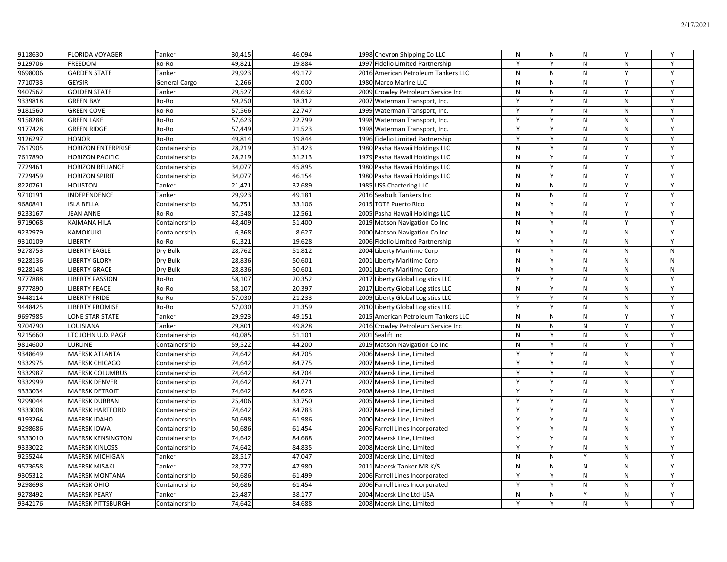| | | | | | | | | | | | |
|---|---|---|---|---|---|---|---|---|---|---|---|
| 9118630 | FLORIDA VOYAGER | Tanker | 30,415 | 46,094 | 1998 | Chevron Shipping Co LLC | N | N | N | Y | Y |
| 9129706 | FREEDOM | Ro-Ro | 49,821 | 19,884 | 1997 | Fidelio Limited Partnership | Y | Y | N | N | Y |
| 9698006 | GARDEN STATE | Tanker | 29,923 | 49,172 | 2016 | American Petroleum Tankers LLC | N | N | N | Y | Y |
| 7710733 | GEYSIR | General Cargo | 2,266 | 2,000 | 1980 | Marco Marine LLC | N | N | N | Y | Y |
| 9407562 | GOLDEN STATE | Tanker | 29,527 | 48,632 | 2009 | Crowley Petroleum Service Inc | N | N | N | Y | Y |
| 9339818 | GREEN BAY | Ro-Ro | 59,250 | 18,312 | 2007 | Waterman Transport, Inc. | Y | Y | N | N | Y |
| 9181560 | GREEN COVE | Ro-Ro | 57,566 | 22,747 | 1999 | Waterman Transport, Inc. | Y | Y | N | N | Y |
| 9158288 | GREEN LAKE | Ro-Ro | 57,623 | 22,799 | 1998 | Waterman Transport, Inc. | Y | Y | N | N | Y |
| 9177428 | GREEN RIDGE | Ro-Ro | 57,449 | 21,523 | 1998 | Waterman Transport, Inc. | Y | Y | N | N | Y |
| 9126297 | HONOR | Ro-Ro | 49,814 | 19,844 | 1996 | Fidelio Limited Partnership | Y | Y | N | N | Y |
| 7617905 | HORIZON ENTERPRISE | Containership | 28,219 | 31,423 | 1980 | Pasha Hawaii Holdings LLC | N | Y | N | Y | Y |
| 7617890 | HORIZON PACIFIC | Containership | 28,219 | 31,213 | 1979 | Pasha Hawaii Holdings LLC | N | Y | N | Y | Y |
| 7729461 | HORIZON RELIANCE | Containership | 34,077 | 45,895 | 1980 | Pasha Hawaii Holdings LLC | N | Y | N | Y | Y |
| 7729459 | HORIZON SPIRIT | Containership | 34,077 | 46,154 | 1980 | Pasha Hawaii Holdings LLC | N | Y | N | Y | Y |
| 8220761 | HOUSTON | Tanker | 21,471 | 32,689 | 1985 | USS Chartering LLC | N | N | N | Y | Y |
| 9710191 | INDEPENDENCE | Tanker | 29,923 | 49,181 | 2016 | Seabulk Tankers Inc | N | N | N | Y | Y |
| 9680841 | ISLA BELLA | Containership | 36,751 | 33,106 | 2015 | TOTE Puerto Rico | N | Y | N | Y | Y |
| 9233167 | JEAN ANNE | Ro-Ro | 37,548 | 12,561 | 2005 | Pasha Hawaii Holdings LLC | N | Y | N | Y | Y |
| 9719068 | KAIMANA HILA | Containership | 48,409 | 51,400 | 2019 | Matson Navigation Co Inc | N | Y | N | Y | Y |
| 9232979 | KAMOKUIKI | Containership | 6,368 | 8,627 | 2000 | Matson Navigation Co Inc | N | Y | N | N | Y |
| 9310109 | LIBERTY | Ro-Ro | 61,321 | 19,628 | 2006 | Fidelio Limited Partnership | Y | Y | N | N | Y |
| 9278753 | LIBERTY EAGLE | Dry Bulk | 28,762 | 51,812 | 2004 | Liberty Maritime Corp | N | Y | N | N | N |
| 9228136 | LIBERTY GLORY | Dry Bulk | 28,836 | 50,601 | 2001 | Liberty Maritime Corp | N | Y | N | N | N |
| 9228148 | LIBERTY GRACE | Dry Bulk | 28,836 | 50,601 | 2001 | Liberty Maritime Corp | N | Y | N | N | N |
| 9777888 | LIBERTY PASSION | Ro-Ro | 58,107 | 20,352 | 2017 | Liberty Global Logistics LLC | Y | Y | N | N | Y |
| 9777890 | LIBERTY PEACE | Ro-Ro | 58,107 | 20,397 | 2017 | Liberty Global Logistics LLC | N | Y | N | N | Y |
| 9448114 | LIBERTY PRIDE | Ro-Ro | 57,030 | 21,233 | 2009 | Liberty Global Logistics LLC | Y | Y | N | N | Y |
| 9448425 | LIBERTY PROMISE | Ro-Ro | 57,030 | 21,359 | 2010 | Liberty Global Logistics LLC | Y | Y | N | N | Y |
| 9697985 | LONE STAR STATE | Tanker | 29,923 | 49,151 | 2015 | American Petroleum Tankers LLC | N | N | N | Y | Y |
| 9704790 | LOUISIANA | Tanker | 29,801 | 49,828 | 2016 | Crowley Petroleum Service Inc | N | N | N | Y | Y |
| 9215660 | LTC JOHN U.D. PAGE | Containership | 40,085 | 51,101 | 2001 | Sealift Inc | N | Y | N | N | Y |
| 9814600 | LURLINE | Containership | 59,522 | 44,200 | 2019 | Matson Navigation Co Inc | N | Y | N | Y | Y |
| 9348649 | MAERSK ATLANTA | Containership | 74,642 | 84,705 | 2006 | Maersk Line, Limited | Y | Y | N | N | Y |
| 9332975 | MAERSK CHICAGO | Containership | 74,642 | 84,775 | 2007 | Maersk Line, Limited | Y | Y | N | N | Y |
| 9332987 | MAERSK COLUMBUS | Containership | 74,642 | 84,704 | 2007 | Maersk Line, Limited | Y | Y | N | N | Y |
| 9332999 | MAERSK DENVER | Containership | 74,642 | 84,771 | 2007 | Maersk Line, Limited | Y | Y | N | N | Y |
| 9333034 | MAERSK DETROIT | Containership | 74,642 | 84,626 | 2008 | Maersk Line, Limited | Y | Y | N | N | Y |
| 9299044 | MAERSK DURBAN | Containership | 25,406 | 33,750 | 2005 | Maersk Line, Limited | Y | Y | N | N | Y |
| 9333008 | MAERSK HARTFORD | Containership | 74,642 | 84,783 | 2007 | Maersk Line, Limited | Y | Y | N | N | Y |
| 9193264 | MAERSK IDAHO | Containership | 50,698 | 61,986 | 2000 | Maersk Line, Limited | Y | Y | N | N | Y |
| 9298686 | MAERSK IOWA | Containership | 50,686 | 61,454 | 2006 | Farrell Lines Incorporated | Y | Y | N | N | Y |
| 9333010 | MAERSK KENSINGTON | Containership | 74,642 | 84,688 | 2007 | Maersk Line, Limited | Y | Y | N | N | Y |
| 9333022 | MAERSK KINLOSS | Containership | 74,642 | 84,835 | 2008 | Maersk Line, Limited | Y | Y | N | N | Y |
| 9255244 | MAERSK MICHIGAN | Tanker | 28,517 | 47,047 | 2003 | Maersk Line, Limited | N | N | Y | N | Y |
| 9573658 | MAERSK MISAKI | Tanker | 28,777 | 47,980 | 2011 | Maersk Tanker MR K/S | N | N | N | N | Y |
| 9305312 | MAERSK MONTANA | Containership | 50,686 | 61,499 | 2006 | Farrell Lines Incorporated | Y | Y | N | N | Y |
| 9298698 | MAERSK OHIO | Containership | 50,686 | 61,454 | 2006 | Farrell Lines Incorporated | Y | Y | N | N | Y |
| 9278492 | MAERSK PEARY | Tanker | 25,487 | 38,177 | 2004 | Maersk Line Ltd-USA | N | N | Y | N | Y |
| 9342176 | MAERSK PITTSBURGH | Containership | 74,642 | 84,688 | 2008 | Maersk Line, Limited | Y | Y | N | N | Y |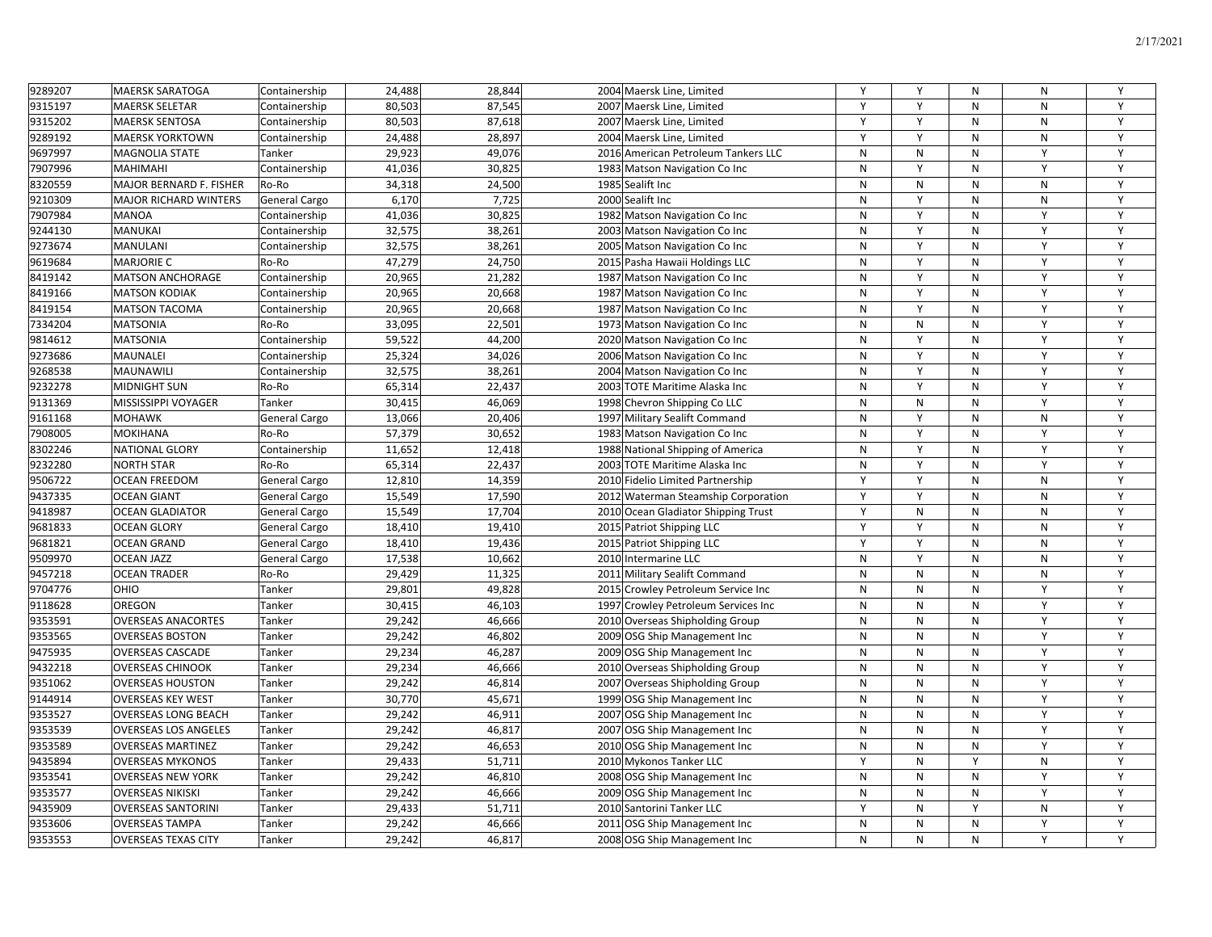| | | | | | | | | | | | |
|---|---|---|---|---|---|---|---|---|---|---|---|
| 9289207 | MAERSK SARATOGA | Containership | 24,488 | 28,844 | 2004 | Maersk Line, Limited | Y | Y | N | N | Y |
| 9315197 | MAERSK SELETAR | Containership | 80,503 | 87,545 | 2007 | Maersk Line, Limited | Y | Y | N | N | Y |
| 9315202 | MAERSK SENTOSA | Containership | 80,503 | 87,618 | 2007 | Maersk Line, Limited | Y | Y | N | N | Y |
| 9289192 | MAERSK YORKTOWN | Containership | 24,488 | 28,897 | 2004 | Maersk Line, Limited | Y | Y | N | N | Y |
| 9697997 | MAGNOLIA STATE | Tanker | 29,923 | 49,076 | 2016 | American Petroleum Tankers LLC | N | N | N | Y | Y |
| 7907996 | MAHIMAHI | Containership | 41,036 | 30,825 | 1983 | Matson Navigation Co Inc | N | Y | N | Y | Y |
| 8320559 | MAJOR BERNARD F. FISHER | Ro-Ro | 34,318 | 24,500 | 1985 | Sealift Inc | N | N | N | N | Y |
| 9210309 | MAJOR RICHARD WINTERS | General Cargo | 6,170 | 7,725 | 2000 | Sealift Inc | N | Y | N | N | Y |
| 7907984 | MANOA | Containership | 41,036 | 30,825 | 1982 | Matson Navigation Co Inc | N | Y | N | Y | Y |
| 9244130 | MANUKAI | Containership | 32,575 | 38,261 | 2003 | Matson Navigation Co Inc | N | Y | N | Y | Y |
| 9273674 | MANULANI | Containership | 32,575 | 38,261 | 2005 | Matson Navigation Co Inc | N | Y | N | Y | Y |
| 9619684 | MARJORIE C | Ro-Ro | 47,279 | 24,750 | 2015 | Pasha Hawaii Holdings LLC | N | Y | N | Y | Y |
| 8419142 | MATSON ANCHORAGE | Containership | 20,965 | 21,282 | 1987 | Matson Navigation Co Inc | N | Y | N | Y | Y |
| 8419166 | MATSON KODIAK | Containership | 20,965 | 20,668 | 1987 | Matson Navigation Co Inc | N | Y | N | Y | Y |
| 8419154 | MATSON TACOMA | Containership | 20,965 | 20,668 | 1987 | Matson Navigation Co Inc | N | Y | N | Y | Y |
| 7334204 | MATSONIA | Ro-Ro | 33,095 | 22,501 | 1973 | Matson Navigation Co Inc | N | N | N | Y | Y |
| 9814612 | MATSONIA | Containership | 59,522 | 44,200 | 2020 | Matson Navigation Co Inc | N | Y | N | Y | Y |
| 9273686 | MAUNALEI | Containership | 25,324 | 34,026 | 2006 | Matson Navigation Co Inc | N | Y | N | Y | Y |
| 9268538 | MAUNAWILI | Containership | 32,575 | 38,261 | 2004 | Matson Navigation Co Inc | N | Y | N | Y | Y |
| 9232278 | MIDNIGHT SUN | Ro-Ro | 65,314 | 22,437 | 2003 | TOTE Maritime Alaska Inc | N | Y | N | Y | Y |
| 9131369 | MISSISSIPPI VOYAGER | Tanker | 30,415 | 46,069 | 1998 | Chevron Shipping Co LLC | N | N | N | Y | Y |
| 9161168 | MOHAWK | General Cargo | 13,066 | 20,406 | 1997 | Military Sealift Command | N | Y | N | N | Y |
| 7908005 | MOKIHANA | Ro-Ro | 57,379 | 30,652 | 1983 | Matson Navigation Co Inc | N | Y | N | Y | Y |
| 8302246 | NATIONAL GLORY | Containership | 11,652 | 12,418 | 1988 | National Shipping of America | N | Y | N | Y | Y |
| 9232280 | NORTH STAR | Ro-Ro | 65,314 | 22,437 | 2003 | TOTE Maritime Alaska Inc | N | Y | N | Y | Y |
| 9506722 | OCEAN FREEDOM | General Cargo | 12,810 | 14,359 | 2010 | Fidelio Limited Partnership | Y | Y | N | N | Y |
| 9437335 | OCEAN GIANT | General Cargo | 15,549 | 17,590 | 2012 | Waterman Steamship Corporation | Y | Y | N | N | Y |
| 9418987 | OCEAN GLADIATOR | General Cargo | 15,549 | 17,704 | 2010 | Ocean Gladiator Shipping Trust | Y | N | N | N | Y |
| 9681833 | OCEAN GLORY | General Cargo | 18,410 | 19,410 | 2015 | Patriot Shipping LLC | Y | Y | N | N | Y |
| 9681821 | OCEAN GRAND | General Cargo | 18,410 | 19,436 | 2015 | Patriot Shipping LLC | Y | Y | N | N | Y |
| 9509970 | OCEAN JAZZ | General Cargo | 17,538 | 10,662 | 2010 | Intermarine LLC | N | Y | N | N | Y |
| 9457218 | OCEAN TRADER | Ro-Ro | 29,429 | 11,325 | 2011 | Military Sealift Command | N | N | N | N | Y |
| 9704776 | OHIO | Tanker | 29,801 | 49,828 | 2015 | Crowley Petroleum Service Inc | N | N | N | Y | Y |
| 9118628 | OREGON | Tanker | 30,415 | 46,103 | 1997 | Crowley Petroleum Services Inc | N | N | N | Y | Y |
| 9353591 | OVERSEAS ANACORTES | Tanker | 29,242 | 46,666 | 2010 | Overseas Shipholding Group | N | N | N | Y | Y |
| 9353565 | OVERSEAS BOSTON | Tanker | 29,242 | 46,802 | 2009 | OSG Ship Management Inc | N | N | N | Y | Y |
| 9475935 | OVERSEAS CASCADE | Tanker | 29,234 | 46,287 | 2009 | OSG Ship Management Inc | N | N | N | Y | Y |
| 9432218 | OVERSEAS CHINOOK | Tanker | 29,234 | 46,666 | 2010 | Overseas Shipholding Group | N | N | N | Y | Y |
| 9351062 | OVERSEAS HOUSTON | Tanker | 29,242 | 46,814 | 2007 | Overseas Shipholding Group | N | N | N | Y | Y |
| 9144914 | OVERSEAS KEY WEST | Tanker | 30,770 | 45,671 | 1999 | OSG Ship Management Inc | N | N | N | Y | Y |
| 9353527 | OVERSEAS LONG BEACH | Tanker | 29,242 | 46,911 | 2007 | OSG Ship Management Inc | N | N | N | Y | Y |
| 9353539 | OVERSEAS LOS ANGELES | Tanker | 29,242 | 46,817 | 2007 | OSG Ship Management Inc | N | N | N | Y | Y |
| 9353589 | OVERSEAS MARTINEZ | Tanker | 29,242 | 46,653 | 2010 | OSG Ship Management Inc | N | N | N | Y | Y |
| 9435894 | OVERSEAS MYKONOS | Tanker | 29,433 | 51,711 | 2010 | Mykonos Tanker LLC | Y | N | Y | N | Y |
| 9353541 | OVERSEAS NEW YORK | Tanker | 29,242 | 46,810 | 2008 | OSG Ship Management Inc | N | N | N | Y | Y |
| 9353577 | OVERSEAS NIKISKI | Tanker | 29,242 | 46,666 | 2009 | OSG Ship Management Inc | N | N | N | Y | Y |
| 9435909 | OVERSEAS SANTORINI | Tanker | 29,433 | 51,711 | 2010 | Santorini Tanker LLC | Y | N | Y | N | Y |
| 9353606 | OVERSEAS TAMPA | Tanker | 29,242 | 46,666 | 2011 | OSG Ship Management Inc | N | N | N | Y | Y |
| 9353553 | OVERSEAS TEXAS CITY | Tanker | 29,242 | 46,817 | 2008 | OSG Ship Management Inc | N | N | N | Y | Y |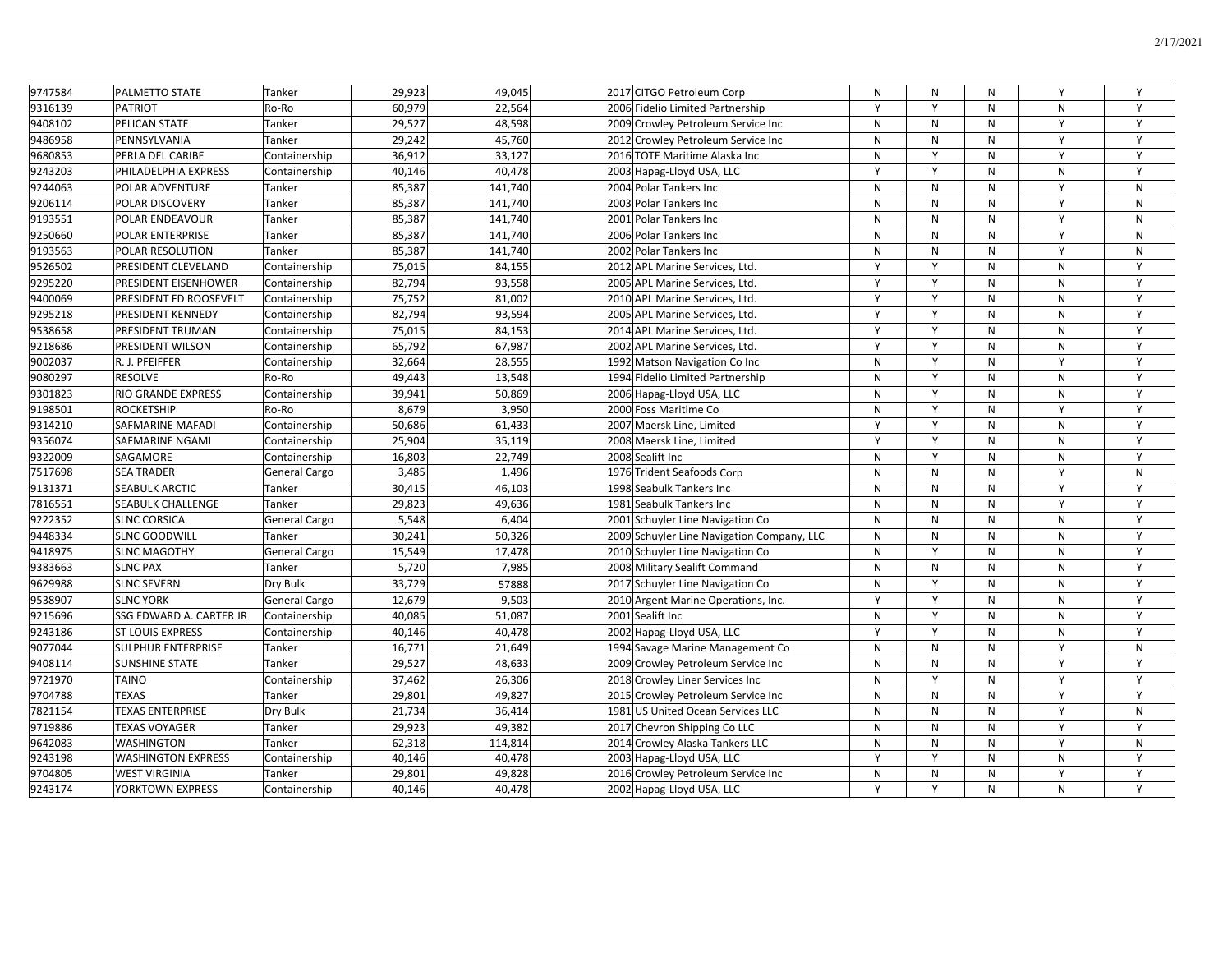| | | | | | | | | | | |
|---|---|---|---|---|---|---|---|---|---|---|
| 9747584 | PALMETTO STATE | Tanker | 29,923 | 49,045 | 2017 CITGO Petroleum Corp | N | N | N | Y | Y |
| 9316139 | PATRIOT | Ro-Ro | 60,979 | 22,564 | 2006 Fidelio Limited Partnership | Y | Y | N | N | Y |
| 9408102 | PELICAN STATE | Tanker | 29,527 | 48,598 | 2009 Crowley Petroleum Service Inc | N | N | N | Y | Y |
| 9486958 | PENNSYLVANIA | Tanker | 29,242 | 45,760 | 2012 Crowley Petroleum Service Inc | N | N | N | Y | Y |
| 9680853 | PERLA DEL CARIBE | Containership | 36,912 | 33,127 | 2016 TOTE Maritime Alaska Inc | N | Y | N | Y | Y |
| 9243203 | PHILADELPHIA EXPRESS | Containership | 40,146 | 40,478 | 2003 Hapag-Lloyd USA, LLC | Y | Y | N | N | Y |
| 9244063 | POLAR ADVENTURE | Tanker | 85,387 | 141,740 | 2004 Polar Tankers Inc | N | N | N | Y | N |
| 9206114 | POLAR DISCOVERY | Tanker | 85,387 | 141,740 | 2003 Polar Tankers Inc | N | N | N | Y | N |
| 9193551 | POLAR ENDEAVOUR | Tanker | 85,387 | 141,740 | 2001 Polar Tankers Inc | N | N | N | Y | N |
| 9250660 | POLAR ENTERPRISE | Tanker | 85,387 | 141,740 | 2006 Polar Tankers Inc | N | N | N | Y | N |
| 9193563 | POLAR RESOLUTION | Tanker | 85,387 | 141,740 | 2002 Polar Tankers Inc | N | N | N | Y | N |
| 9526502 | PRESIDENT CLEVELAND | Containership | 75,015 | 84,155 | 2012 APL Marine Services, Ltd. | Y | Y | N | N | Y |
| 9295220 | PRESIDENT EISENHOWER | Containership | 82,794 | 93,558 | 2005 APL Marine Services, Ltd. | Y | Y | N | N | Y |
| 9400069 | PRESIDENT FD ROOSEVELT | Containership | 75,752 | 81,002 | 2010 APL Marine Services, Ltd. | Y | Y | N | N | Y |
| 9295218 | PRESIDENT KENNEDY | Containership | 82,794 | 93,594 | 2005 APL Marine Services, Ltd. | Y | Y | N | N | Y |
| 9538658 | PRESIDENT TRUMAN | Containership | 75,015 | 84,153 | 2014 APL Marine Services, Ltd. | Y | Y | N | N | Y |
| 9218686 | PRESIDENT WILSON | Containership | 65,792 | 67,987 | 2002 APL Marine Services, Ltd. | Y | Y | N | N | Y |
| 9002037 | R. J. PFEIFFER | Containership | 32,664 | 28,555 | 1992 Matson Navigation Co Inc | N | Y | N | Y | Y |
| 9080297 | RESOLVE | Ro-Ro | 49,443 | 13,548 | 1994 Fidelio Limited Partnership | N | Y | N | N | Y |
| 9301823 | RIO GRANDE EXPRESS | Containership | 39,941 | 50,869 | 2006 Hapag-Lloyd USA, LLC | N | Y | N | N | Y |
| 9198501 | ROCKETSHIP | Ro-Ro | 8,679 | 3,950 | 2000 Foss Maritime Co | N | Y | N | Y | Y |
| 9314210 | SAFMARINE MAFADI | Containership | 50,686 | 61,433 | 2007 Maersk Line, Limited | Y | Y | N | N | Y |
| 9356074 | SAFMARINE NGAMI | Containership | 25,904 | 35,119 | 2008 Maersk Line, Limited | Y | Y | N | N | Y |
| 9322009 | SAGAMORE | Containership | 16,803 | 22,749 | 2008 Sealift Inc | N | Y | N | N | Y |
| 7517698 | SEA TRADER | General Cargo | 3,485 | 1,496 | 1976 Trident Seafoods Corp | N | N | N | Y | N |
| 9131371 | SEABULK ARCTIC | Tanker | 30,415 | 46,103 | 1998 Seabulk Tankers Inc | N | N | N | Y | Y |
| 7816551 | SEABULK CHALLENGE | Tanker | 29,823 | 49,636 | 1981 Seabulk Tankers Inc | N | N | N | Y | Y |
| 9222352 | SLNC CORSICA | General Cargo | 5,548 | 6,404 | 2001 Schuyler Line Navigation Co | N | N | N | N | Y |
| 9448334 | SLNC GOODWILL | Tanker | 30,241 | 50,326 | 2009 Schuyler Line Navigation Company, LLC | N | N | N | N | Y |
| 9418975 | SLNC MAGOTHY | General Cargo | 15,549 | 17,478 | 2010 Schuyler Line Navigation Co | N | Y | N | N | Y |
| 9383663 | SLNC PAX | Tanker | 5,720 | 7,985 | 2008 Military Sealift Command | N | N | N | N | Y |
| 9629988 | SLNC SEVERN | Dry Bulk | 33,729 | 57888 | 2017 Schuyler Line Navigation Co | N | Y | N | N | Y |
| 9538907 | SLNC YORK | General Cargo | 12,679 | 9,503 | 2010 Argent Marine Operations, Inc. | Y | Y | N | N | Y |
| 9215696 | SSG EDWARD A. CARTER JR | Containership | 40,085 | 51,087 | 2001 Sealift Inc | N | Y | N | N | Y |
| 9243186 | ST LOUIS EXPRESS | Containership | 40,146 | 40,478 | 2002 Hapag-Lloyd USA, LLC | Y | Y | N | N | Y |
| 9077044 | SULPHUR ENTERPRISE | Tanker | 16,771 | 21,649 | 1994 Savage Marine Management Co | N | N | N | Y | N |
| 9408114 | SUNSHINE STATE | Tanker | 29,527 | 48,633 | 2009 Crowley Petroleum Service Inc | N | N | N | Y | Y |
| 9721970 | TAINO | Containership | 37,462 | 26,306 | 2018 Crowley Liner Services Inc | N | Y | N | Y | Y |
| 9704788 | TEXAS | Tanker | 29,801 | 49,827 | 2015 Crowley Petroleum Service Inc | N | N | N | Y | Y |
| 7821154 | TEXAS ENTERPRISE | Dry Bulk | 21,734 | 36,414 | 1981 US United Ocean Services LLC | N | N | N | Y | N |
| 9719886 | TEXAS VOYAGER | Tanker | 29,923 | 49,382 | 2017 Chevron Shipping Co LLC | N | N | N | Y | Y |
| 9642083 | WASHINGTON | Tanker | 62,318 | 114,814 | 2014 Crowley Alaska Tankers LLC | N | N | N | Y | N |
| 9243198 | WASHINGTON EXPRESS | Containership | 40,146 | 40,478 | 2003 Hapag-Lloyd USA, LLC | Y | Y | N | N | Y |
| 9704805 | WEST VIRGINIA | Tanker | 29,801 | 49,828 | 2016 Crowley Petroleum Service Inc | N | N | N | Y | Y |
| 9243174 | YORKTOWN EXPRESS | Containership | 40,146 | 40,478 | 2002 Hapag-Lloyd USA, LLC | Y | Y | N | N | Y |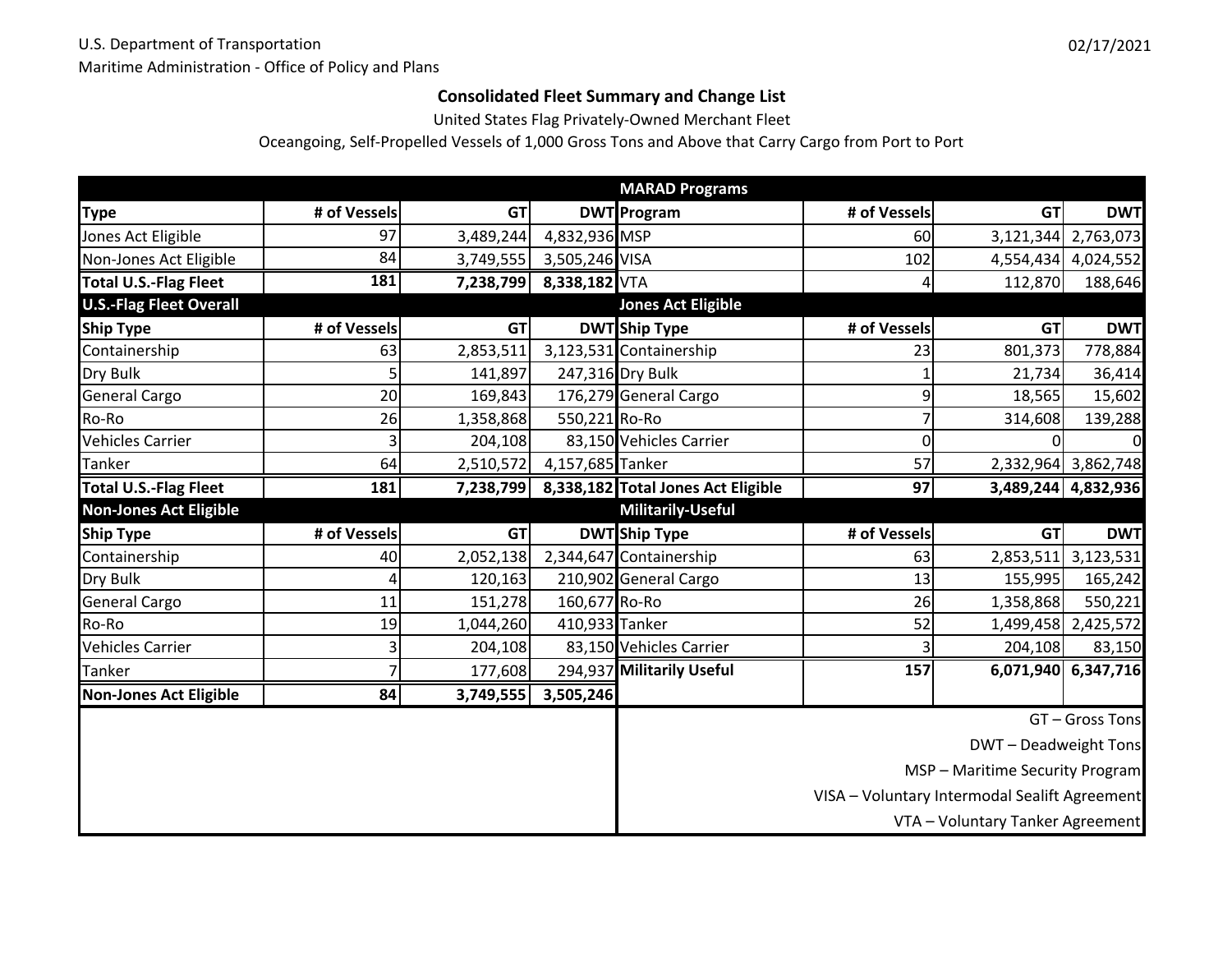U.S. Department of Transportation

Maritime Administration - Office of Policy and Plans

02/17/2021

## Consolidated Fleet Summary and Change List

United States Flag Privately-Owned Merchant Fleet

Oceangoing, Self-Propelled Vessels of 1,000 Gross Tons and Above that Carry Cargo from Port to Port

| Type | # of Vessels | GT | DWT |
|---|---|---|---|
| Jones Act Eligible | 97 | 3,489,244 | 4,832,936 |
| Non-Jones Act Eligible | 84 | 3,749,555 | 3,505,246 |
| **Total U.S.-Flag Fleet** | **181** | **7,238,799** | **8,338,182** |

**MARAD Programs**

| Program | # of Vessels | GT | DWT |
|---|---|---|---|
| MSP | 60 | 3,121,344 | 2,763,073 |
| VISA | 102 | 4,554,434 | 4,024,552 |
| VTA | 4 | 112,870 | 188,646 |

**U.S.-Flag Fleet Overall**

| Ship Type | # of Vessels | GT | DWT |
|---|---|---|---|
| Containership | 63 | 2,853,511 | 3,123,531 |
| Dry Bulk | 5 | 141,897 | 247,316 |
| General Cargo | 20 | 169,843 | 176,279 |
| Ro-Ro | 26 | 1,358,868 | 550,221 |
| Vehicles Carrier | 3 | 204,108 | 83,150 |
| Tanker | 64 | 2,510,572 | 4,157,685 |
| **Total U.S.-Flag Fleet** | **181** | **7,238,799** | **8,338,182** |

**Jones Act Eligible**

| Ship Type | # of Vessels | GT | DWT |
|---|---|---|---|
| Containership | 23 | 801,373 | 778,884 |
| Dry Bulk | 1 | 21,734 | 36,414 |
| General Cargo | 9 | 18,565 | 15,602 |
| Ro-Ro | 7 | 314,608 | 139,288 |
| Vehicles Carrier | 0 | 0 | 0 |
| Tanker | 57 | 2,332,964 | 3,862,748 |
| **Total Jones Act Eligible** | **97** | **3,489,244** | **4,832,936** |

**Non-Jones Act Eligible**

| Ship Type | # of Vessels | GT | DWT |
|---|---|---|---|
| Containership | 40 | 2,052,138 | 2,344,647 |
| Dry Bulk | 4 | 120,163 | 210,902 |
| General Cargo | 11 | 151,278 | 160,677 |
| Ro-Ro | 19 | 1,044,260 | 410,933 |
| Vehicles Carrier | 3 | 204,108 | 83,150 |
| Tanker | 7 | 177,608 | 294,937 |
| **Non-Jones Act Eligible** | **84** | **3,749,555** | **3,505,246** |

**Militarily-Useful**

| Ship Type | # of Vessels | GT | DWT |
|---|---|---|---|
| Containership | 63 | 2,853,511 | 3,123,531 |
| General Cargo | 13 | 155,995 | 165,242 |
| Ro-Ro | 26 | 1,358,868 | 550,221 |
| Tanker | 52 | 1,499,458 | 2,425,572 |
| Vehicles Carrier | 3 | 204,108 | 83,150 |
| **Militarily Useful** | **157** | **6,071,940** | **6,347,716** |

GT – Gross Tons

DWT – Deadweight Tons

MSP – Maritime Security Program

VISA – Voluntary Intermodal Sealift Agreement

VTA – Voluntary Tanker Agreement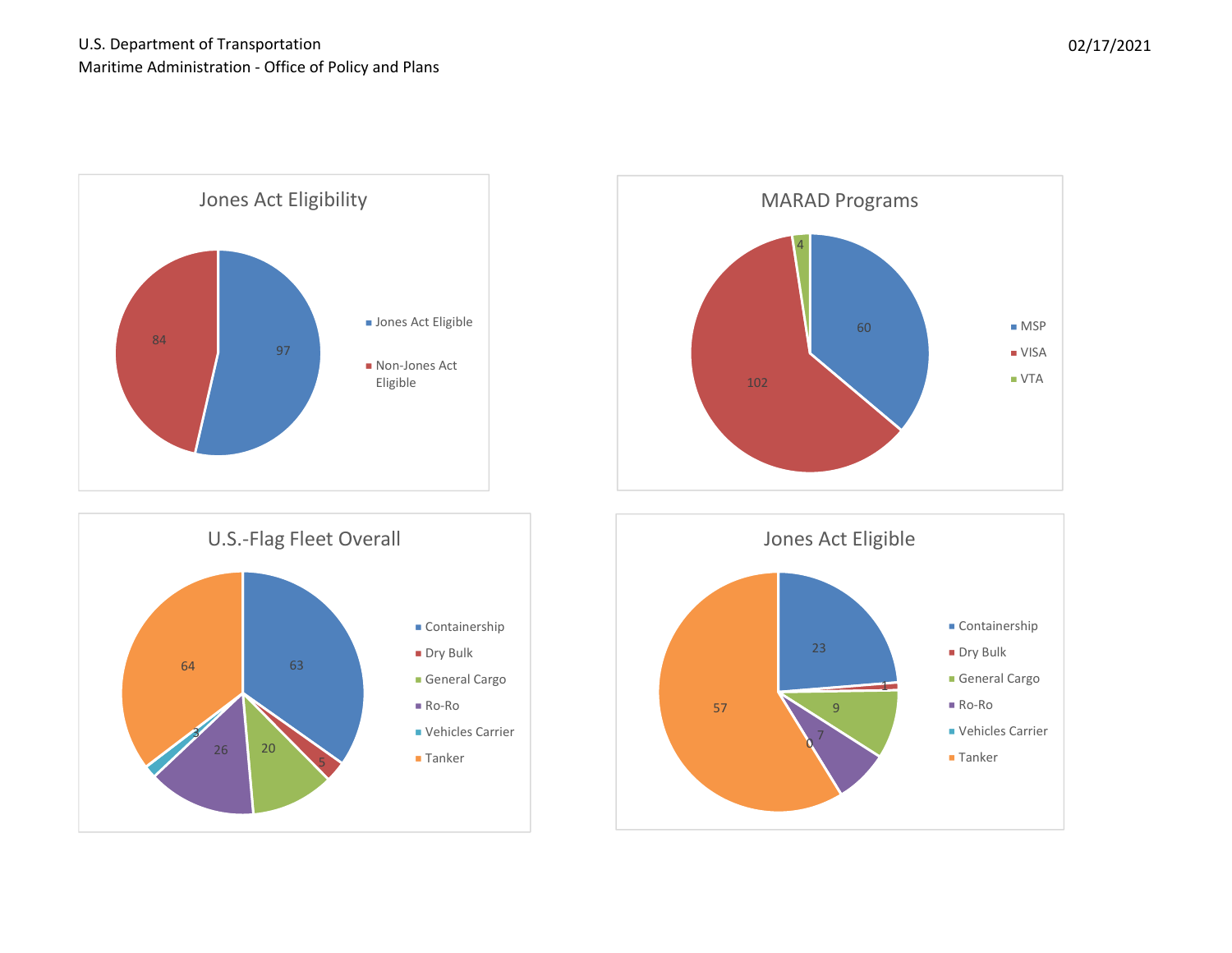U.S. Department of Transportation
Maritime Administration - Office of Policy and Plans

02/17/2021

## Jones Act Eligibility

| Category | Count |
| --- | --- |
| Jones Act Eligible | 97 |
| Non-Jones Act Eligible | 84 |

## MARAD Programs

| Program | Count |
| --- | --- |
| MSP | 60 |
| VISA | 102 |
| VTA | 4 |

## U.S.-Flag Fleet Overall

| Vessel Type | Count |
| --- | --- |
| Containership | 63 |
| Dry Bulk | 5 |
| General Cargo | 20 |
| Ro-Ro | 26 |
| Vehicles Carrier | 3 |
| Tanker | 64 |

## Jones Act Eligible

| Vessel Type | Count |
| --- | --- |
| Containership | 23 |
| Dry Bulk | 1 |
| General Cargo | 9 |
| Ro-Ro | 7 |
| Vehicles Carrier | 0 |
| Tanker | 57 |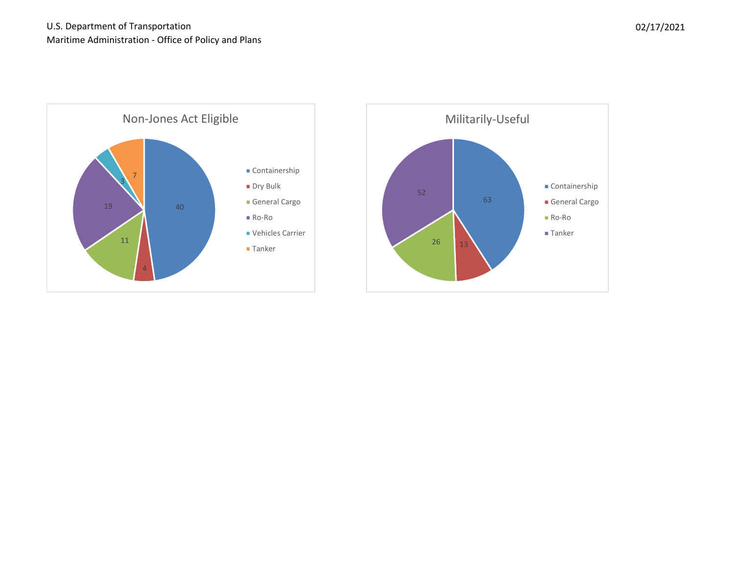U.S. Department of Transportation
Maritime Administration - Office of Policy and Plans

02/17/2021

## Non-Jones Act Eligible

| Vessel Type | Count |
|---|---|
| Containership | 40 |
| Dry Bulk | 4 |
| General Cargo | 11 |
| Ro-Ro | 19 |
| Vehicles Carrier | 3 |
| Tanker | 7 |

## Militarily-Useful

| Vessel Type | Count |
|---|---|
| Containership | 63 |
| General Cargo | 13 |
| Ro-Ro | 26 |
| Tanker | 52 |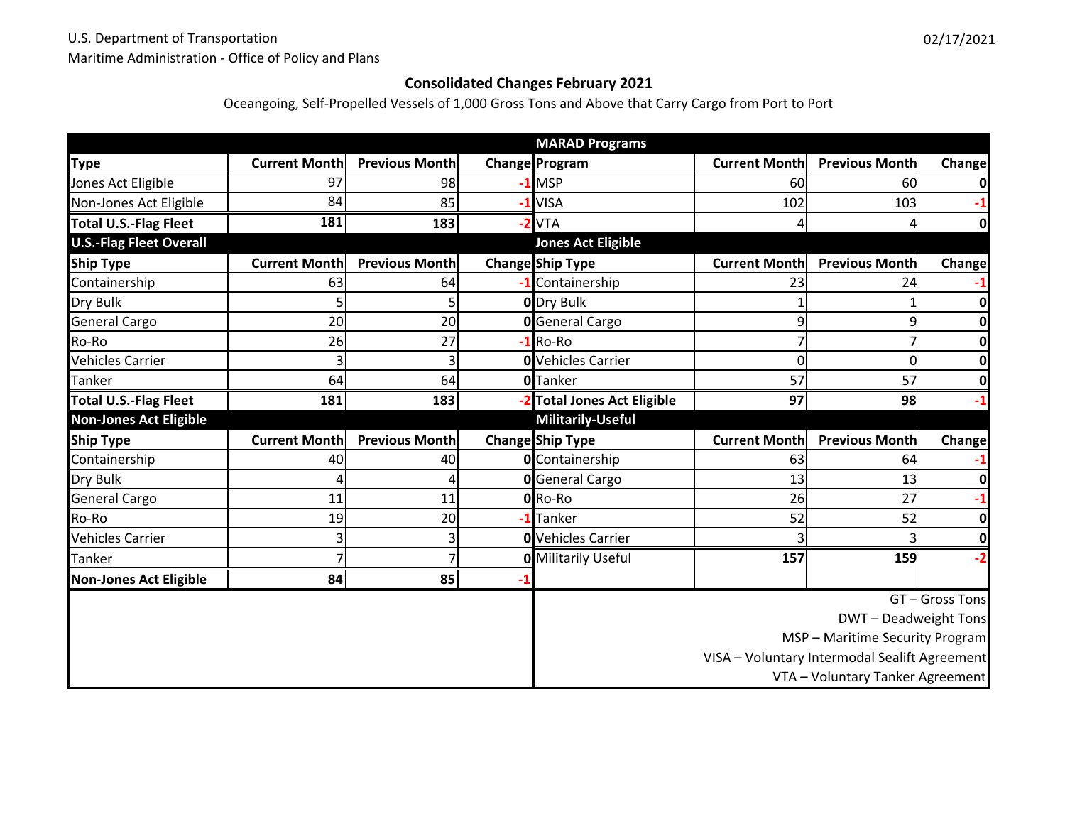U.S. Department of Transportation

Maritime Administration - Office of Policy and Plans

02/17/2021

### Consolidated Changes February 2021

Oceangoing, Self-Propelled Vessels of 1,000 Gross Tons and Above that Carry Cargo from Port to Port

| Type | Current Month | Previous Month | Change |
|---|---|---|---|
| Jones Act Eligible | 97 | 98 | -1 |
| Non-Jones Act Eligible | 84 | 85 | -1 |
| **Total U.S.-Flag Fleet** | **181** | **183** | **-2** |

**MARAD Programs**

| Program | Current Month | Previous Month | Change |
|---|---|---|---|
| MSP | 60 | 60 | 0 |
| VISA | 102 | 103 | -1 |
| VTA | 4 | 4 | 0 |

**U.S.-Flag Fleet Overall**

| Ship Type | Current Month | Previous Month | Change |
|---|---|---|---|
| Containership | 63 | 64 | -1 |
| Dry Bulk | 5 | 5 | 0 |
| General Cargo | 20 | 20 | 0 |
| Ro-Ro | 26 | 27 | -1 |
| Vehicles Carrier | 3 | 3 | 0 |
| Tanker | 64 | 64 | 0 |
| **Total U.S.-Flag Fleet** | **181** | **183** | **-2** |

**Jones Act Eligible**

| Ship Type | Current Month | Previous Month | Change |
|---|---|---|---|
| Containership | 23 | 24 | -1 |
| Dry Bulk | 1 | 1 | 0 |
| General Cargo | 9 | 9 | 0 |
| Ro-Ro | 7 | 7 | 0 |
| Vehicles Carrier | 0 | 0 | 0 |
| Tanker | 57 | 57 | 0 |
| **Total Jones Act Eligible** | **97** | **98** | **-1** |

**Non-Jones Act Eligible**

| Ship Type | Current Month | Previous Month | Change |
|---|---|---|---|
| Containership | 40 | 40 | 0 |
| Dry Bulk | 4 | 4 | 0 |
| General Cargo | 11 | 11 | 0 |
| Ro-Ro | 19 | 20 | -1 |
| Vehicles Carrier | 3 | 3 | 0 |
| Tanker | 7 | 7 | 0 |
| **Non-Jones Act Eligible** | **84** | **85** | **-1** |

**Militarily-Useful**

| Ship Type | Current Month | Previous Month | Change |
|---|---|---|---|
| Containership | 63 | 64 | -1 |
| General Cargo | 13 | 13 | 0 |
| Ro-Ro | 26 | 27 | -1 |
| Tanker | 52 | 52 | 0 |
| Vehicles Carrier | 3 | 3 | 0 |
| Militarily Useful | **157** | **159** | **-2** |

GT – Gross Tons

DWT – Deadweight Tons

MSP – Maritime Security Program

VISA – Voluntary Intermodal Sealift Agreement

VTA – Voluntary Tanker Agreement